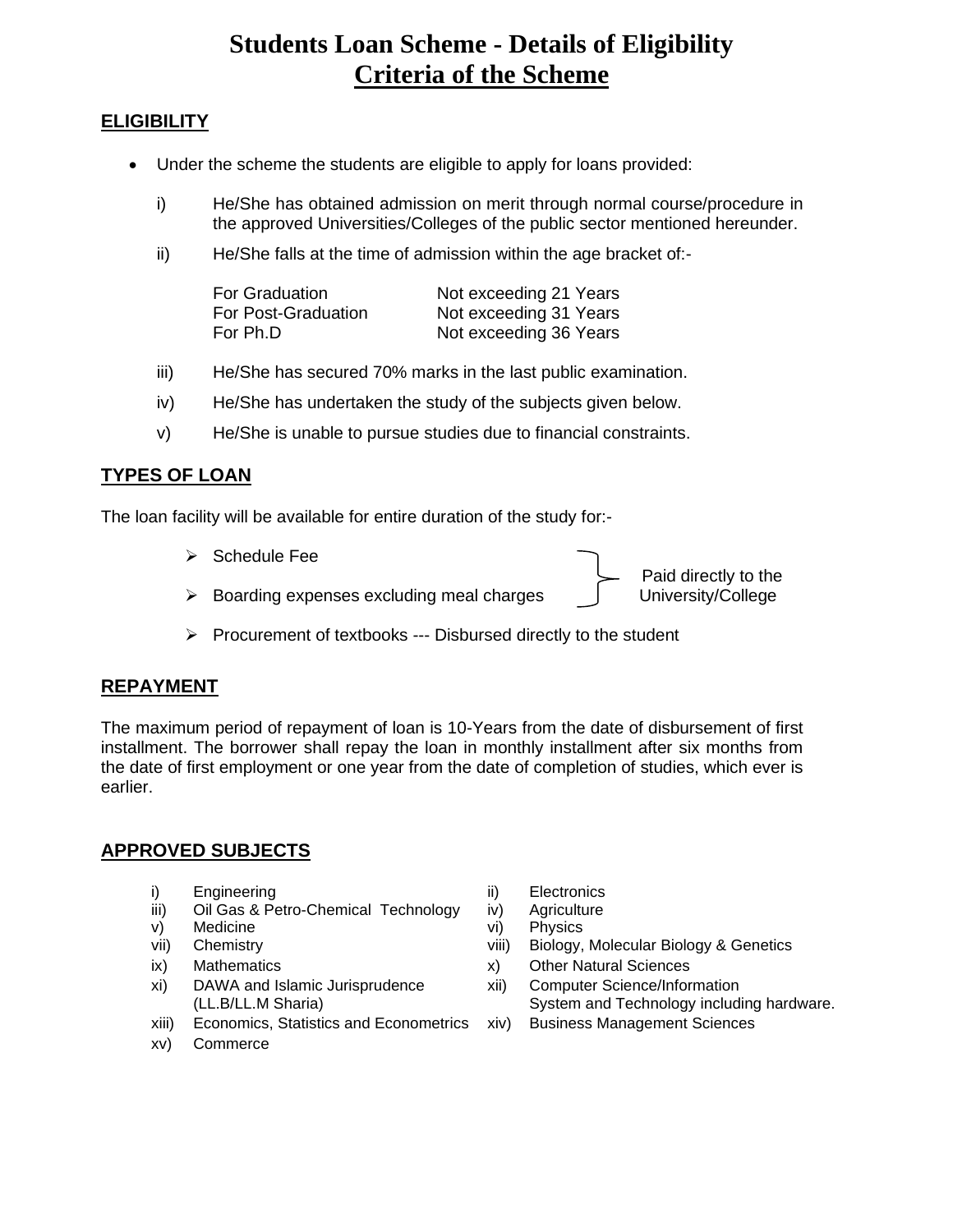# Students Loan Scheme - Details of Eligibility
## Criteria of the Scheme

### ELIGIBILITY

- Under the scheme the students are eligible to apply for loans provided:

  i) He/She has obtained admission on merit through normal course/procedure in the approved Universities/Colleges of the public sector mentioned hereunder.

  ii) He/She falls at the time of admission within the age bracket of:-

  | | |
  |---|---|
  | For Graduation | Not exceeding 21 Years |
  | For Post-Graduation | Not exceeding 31 Years |
  | For Ph.D | Not exceeding 36 Years |

  iii) He/She has secured 70% marks in the last public examination.

  iv) He/She has undertaken the study of the subjects given below.

  v) He/She is unable to pursue studies due to financial constraints.

### TYPES OF LOAN

The loan facility will be available for entire duration of the study for:-

- Schedule Fee
- Boarding expenses excluding meal charges

  } Paid directly to the University/College

- Procurement of textbooks --- Disbursed directly to the student

### REPAYMENT

The maximum period of repayment of loan is 10-Years from the date of disbursement of first installment. The borrower shall repay the loan in monthly installment after six months from the date of first employment or one year from the date of completion of studies, which ever is earlier.

### APPROVED SUBJECTS

i) Engineering
ii) Electronics
iii) Oil Gas & Petro-Chemical Technology
iv) Agriculture
v) Medicine
vi) Physics
vii) Chemistry
viii) Biology, Molecular Biology & Genetics
ix) Mathematics
x) Other Natural Sciences
xi) DAWA and Islamic Jurisprudence (LL.B/LL.M Sharia)
xii) Computer Science/Information System and Technology including hardware.
xiii) Economics, Statistics and Econometrics
xiv) Business Management Sciences
xv) Commerce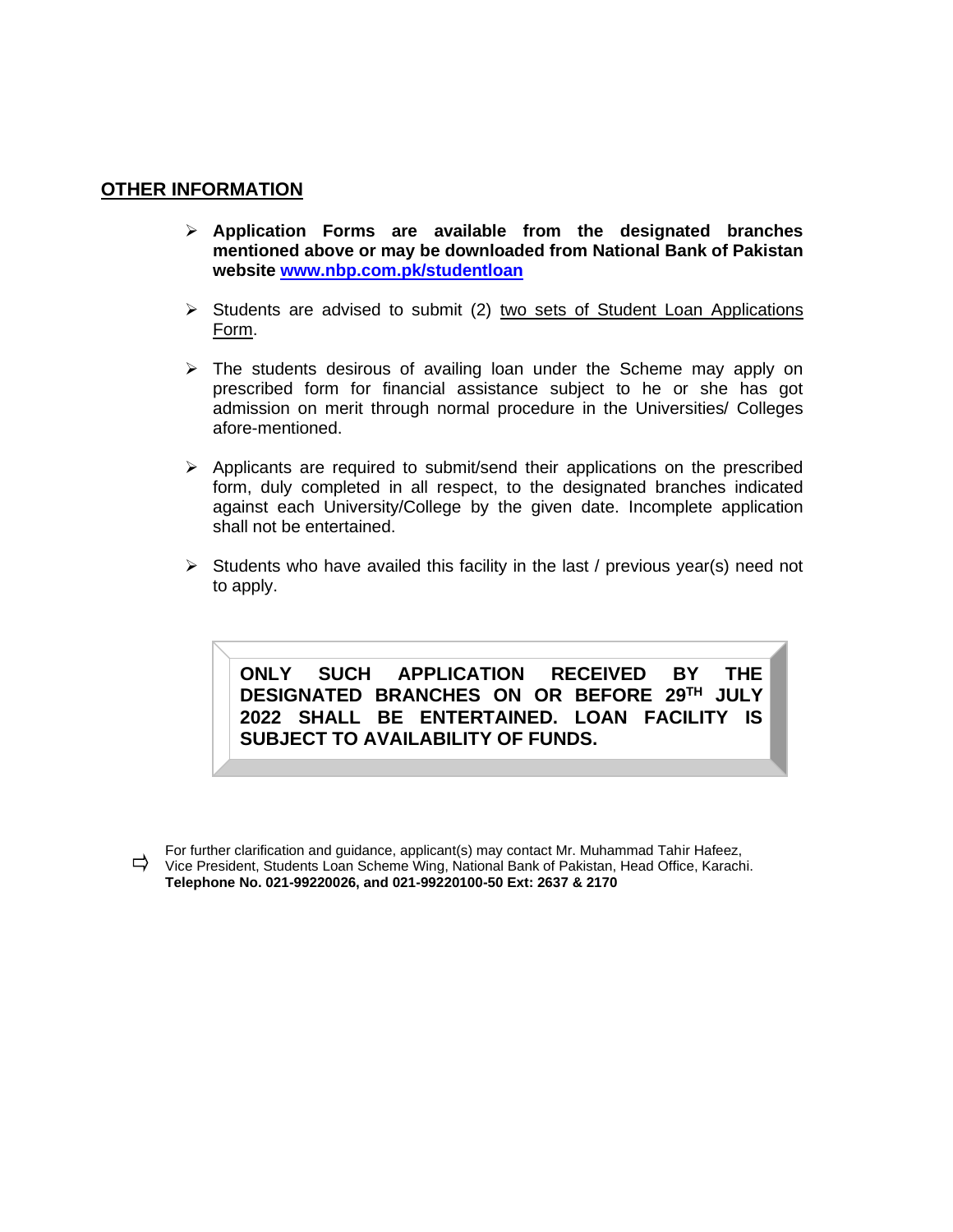## OTHER INFORMATION

- **Application Forms are available from the designated branches mentioned above or may be downloaded from National Bank of Pakistan website [www.nbp.com.pk/studentloan](http://www.nbp.com.pk/studentloan)**

- Students are advised to submit (2) two sets of Student Loan Applications Form.

- The students desirous of availing loan under the Scheme may apply on prescribed form for financial assistance subject to he or she has got admission on merit through normal procedure in the Universities/ Colleges afore-mentioned.

- Applicants are required to submit/send their applications on the prescribed form, duly completed in all respect, to the designated branches indicated against each University/College by the given date. Incomplete application shall not be entertained.

- Students who have availed this facility in the last / previous year(s) need not to apply.

**ONLY SUCH APPLICATION RECEIVED BY THE DESIGNATED BRANCHES ON OR BEFORE 29TH JULY 2022 SHALL BE ENTERTAINED. LOAN FACILITY IS SUBJECT TO AVAILABILITY OF FUNDS.**

⇨ For further clarification and guidance, applicant(s) may contact Mr. Muhammad Tahir Hafeez, Vice President, Students Loan Scheme Wing, National Bank of Pakistan, Head Office, Karachi. **Telephone No. 021-99220026, and 021-99220100-50 Ext: 2637 & 2170**